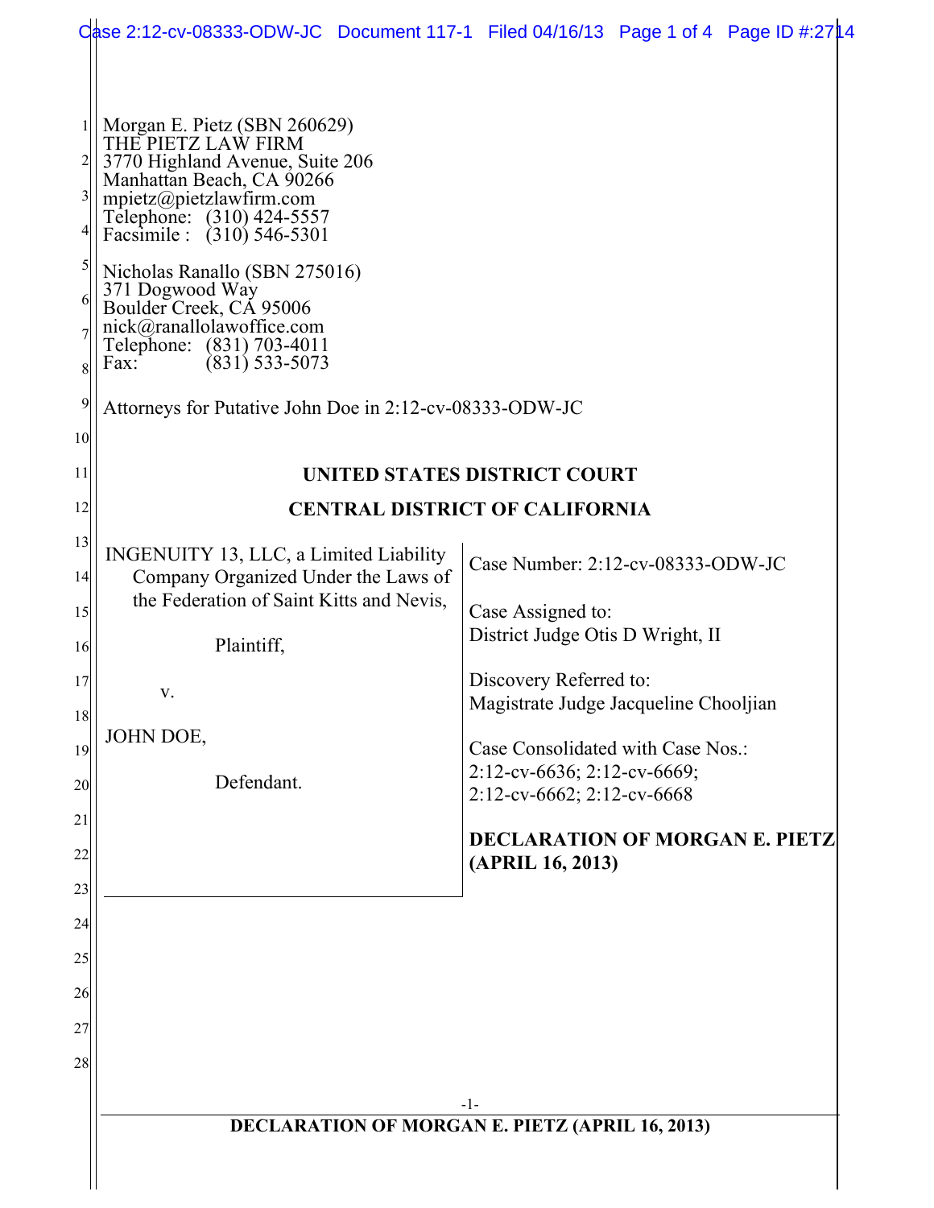Morgan E. Pietz (SBN 260629)
THE PIETZ LAW FIRM
3770 Highland Avenue, Suite 206
Manhattan Beach, CA 90266
mpietz@pietzlawfirm.com
Telephone: (310) 424-5557
Facsimile : (310) 546-5301

Nicholas Ranallo (SBN 275016)
371 Dogwood Way
Boulder Creek, CA 95006
nick@ranallolawoffice.com
Telephone: (831) 703-4011
Fax: (831) 533-5073

Attorneys for Putative John Doe in 2:12-cv-08333-ODW-JC

**UNITED STATES DISTRICT COURT**

**CENTRAL DISTRICT OF CALIFORNIA**

INGENUITY 13, LLC, a Limited Liability Company Organized Under the Laws of the Federation of Saint Kitts and Nevis,

Plaintiff,

v.

JOHN DOE,

Defendant.

Case Number: 2:12-cv-08333-ODW-JC

Case Assigned to:
District Judge Otis D Wright, II

Discovery Referred to:
Magistrate Judge Jacqueline Chooljian

Case Consolidated with Case Nos.:
2:12-cv-6636; 2:12-cv-6669;
2:12-cv-6662; 2:12-cv-6668

**DECLARATION OF MORGAN E. PIETZ (APRIL 16, 2013)**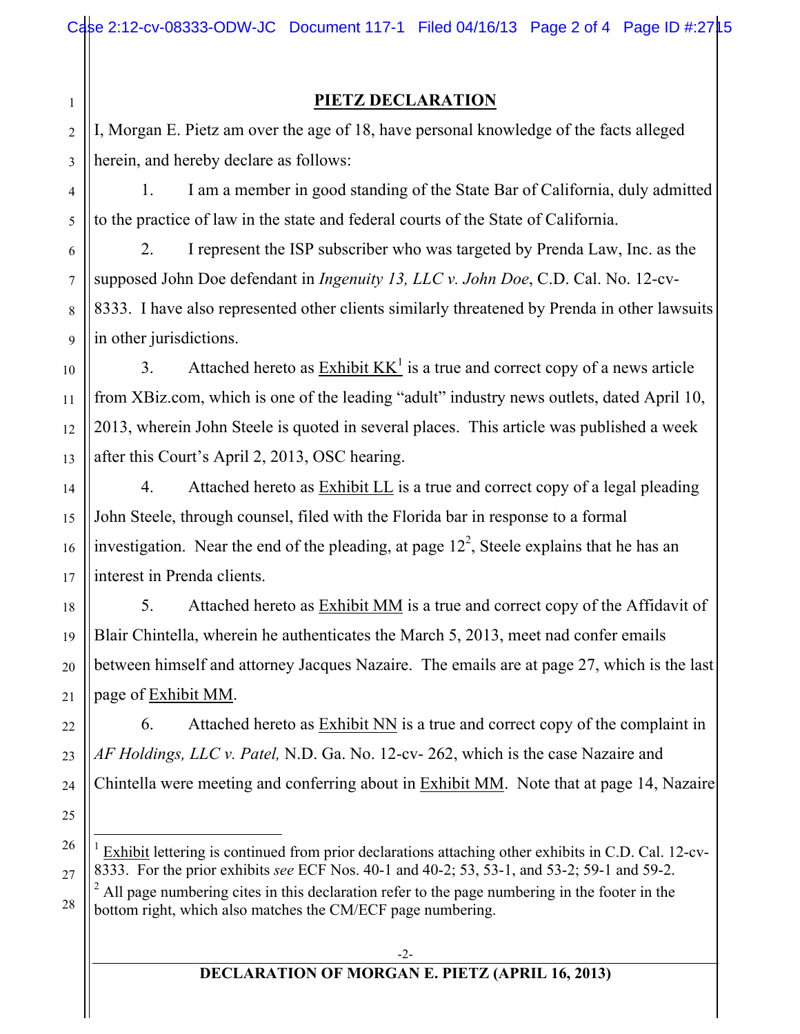# PIETZ DECLARATION

I, Morgan E. Pietz am over the age of 18, have personal knowledge of the facts alleged herein, and hereby declare as follows:

1. I am a member in good standing of the State Bar of California, duly admitted to the practice of law in the state and federal courts of the State of California.

2. I represent the ISP subscriber who was targeted by Prenda Law, Inc. as the supposed John Doe defendant in *Ingenuity 13, LLC v. John Doe*, C.D. Cal. No. 12-cv-8333. I have also represented other clients similarly threatened by Prenda in other lawsuits in other jurisdictions.

3. Attached hereto as Exhibit KK[1] is a true and correct copy of a news article from XBiz.com, which is one of the leading "adult" industry news outlets, dated April 10, 2013, wherein John Steele is quoted in several places. This article was published a week after this Court's April 2, 2013, OSC hearing.

4. Attached hereto as Exhibit LL is a true and correct copy of a legal pleading John Steele, through counsel, filed with the Florida bar in response to a formal investigation. Near the end of the pleading, at page 12[2], Steele explains that he has an interest in Prenda clients.

5. Attached hereto as Exhibit MM is a true and correct copy of the Affidavit of Blair Chintella, wherein he authenticates the March 5, 2013, meet nad confer emails between himself and attorney Jacques Nazaire. The emails are at page 27, which is the last page of Exhibit MM.

6. Attached hereto as Exhibit NN is a true and correct copy of the complaint in *AF Holdings, LLC v. Patel,* N.D. Ga. No. 12-cv- 262, which is the case Nazaire and Chintella were meeting and conferring about in Exhibit MM. Note that at page 14, Nazaire

---

[1] Exhibit lettering is continued from prior declarations attaching other exhibits in C.D. Cal. 12-cv-8333. For the prior exhibits *see* ECF Nos. 40-1 and 40-2; 53, 53-1, and 53-2; 59-1 and 59-2.

[2] All page numbering cites in this declaration refer to the page numbering in the footer in the bottom right, which also matches the CM/ECF page numbering.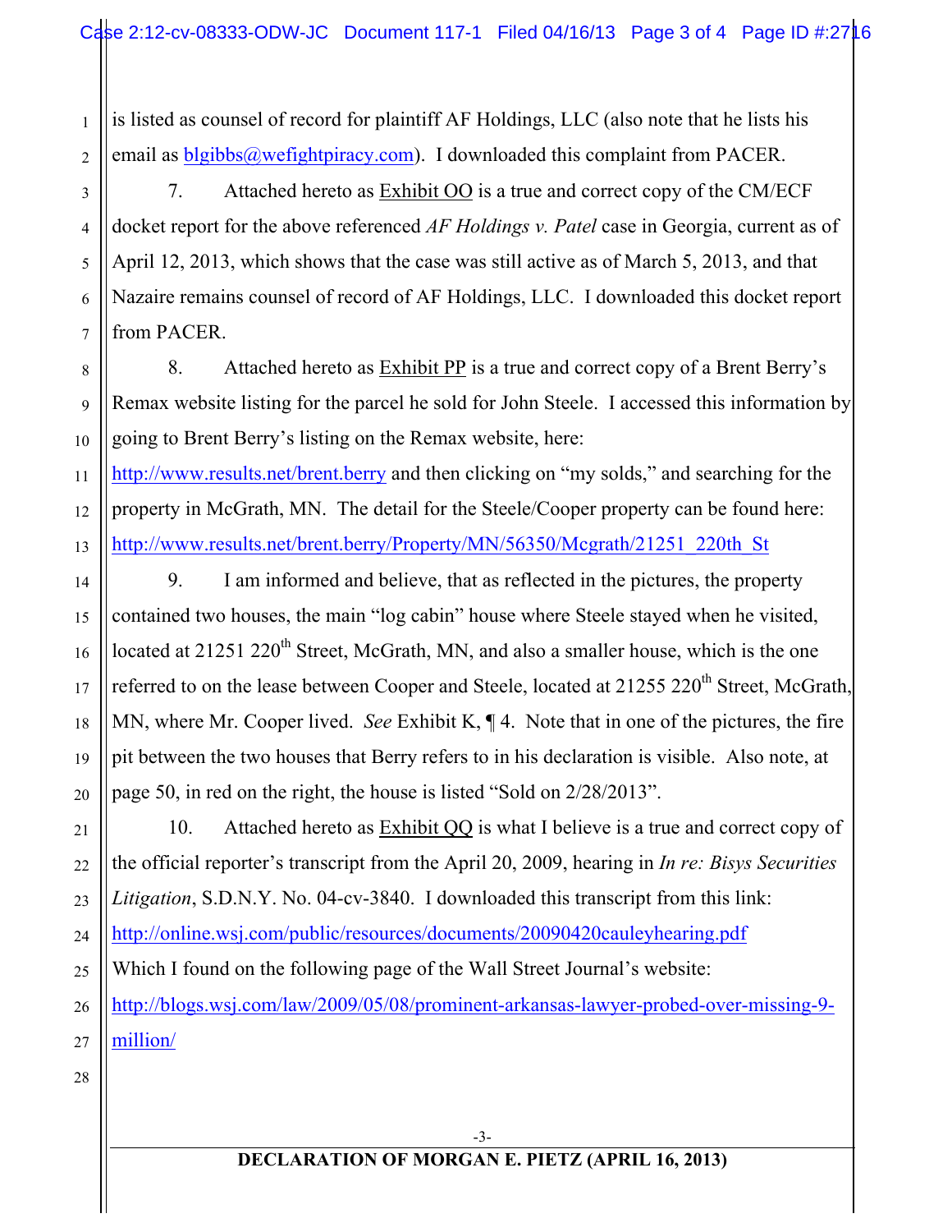is listed as counsel of record for plaintiff AF Holdings, LLC (also note that he lists his email as blgibbs@wefightpiracy.com). I downloaded this complaint from PACER.

7. Attached hereto as Exhibit OO is a true and correct copy of the CM/ECF docket report for the above referenced *AF Holdings v. Patel* case in Georgia, current as of April 12, 2013, which shows that the case was still active as of March 5, 2013, and that Nazaire remains counsel of record of AF Holdings, LLC. I downloaded this docket report from PACER.

8. Attached hereto as Exhibit PP is a true and correct copy of a Brent Berry's Remax website listing for the parcel he sold for John Steele. I accessed this information by going to Brent Berry's listing on the Remax website, here: http://www.results.net/brent.berry and then clicking on "my solds," and searching for the property in McGrath, MN. The detail for the Steele/Cooper property can be found here: http://www.results.net/brent.berry/Property/MN/56350/Mcgrath/21251_220th_St

9. I am informed and believe, that as reflected in the pictures, the property contained two houses, the main "log cabin" house where Steele stayed when he visited, located at 21251 220th Street, McGrath, MN, and also a smaller house, which is the one referred to on the lease between Cooper and Steele, located at 21255 220th Street, McGrath, MN, where Mr. Cooper lived. *See* Exhibit K, ¶ 4. Note that in one of the pictures, the fire pit between the two houses that Berry refers to in his declaration is visible. Also note, at page 50, in red on the right, the house is listed "Sold on 2/28/2013".

10. Attached hereto as Exhibit QQ is what I believe is a true and correct copy of the official reporter's transcript from the April 20, 2009, hearing in *In re: Bisys Securities Litigation*, S.D.N.Y. No. 04-cv-3840. I downloaded this transcript from this link: http://online.wsj.com/public/resources/documents/20090420cauleyhearing.pdf
Which I found on the following page of the Wall Street Journal's website: http://blogs.wsj.com/law/2009/05/08/prominent-arkansas-lawyer-probed-over-missing-9-million/

**DECLARATION OF MORGAN E. PIETZ (APRIL 16, 2013)**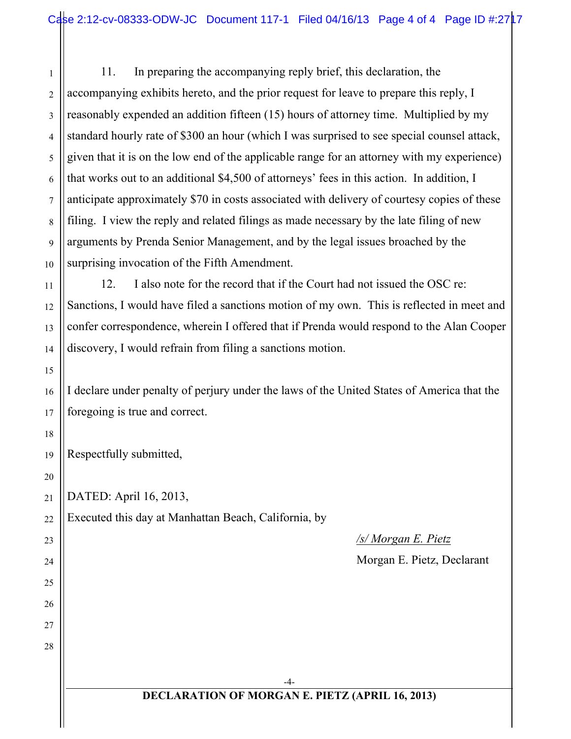11. In preparing the accompanying reply brief, this declaration, the accompanying exhibits hereto, and the prior request for leave to prepare this reply, I reasonably expended an addition fifteen (15) hours of attorney time. Multiplied by my standard hourly rate of $300 an hour (which I was surprised to see special counsel attack, given that it is on the low end of the applicable range for an attorney with my experience) that works out to an additional $4,500 of attorneys' fees in this action. In addition, I anticipate approximately $70 in costs associated with delivery of courtesy copies of these filing. I view the reply and related filings as made necessary by the late filing of new arguments by Prenda Senior Management, and by the legal issues broached by the surprising invocation of the Fifth Amendment.

12. I also note for the record that if the Court had not issued the OSC re: Sanctions, I would have filed a sanctions motion of my own. This is reflected in meet and confer correspondence, wherein I offered that if Prenda would respond to the Alan Cooper discovery, I would refrain from filing a sanctions motion.

I declare under penalty of perjury under the laws of the United States of America that the foregoing is true and correct.

Respectfully submitted,

DATED: April 16, 2013,

Executed this day at Manhattan Beach, California, by

/s/ Morgan E. Pietz

Morgan E. Pietz, Declarant

**DECLARATION OF MORGAN E. PIETZ (APRIL 16, 2013)**